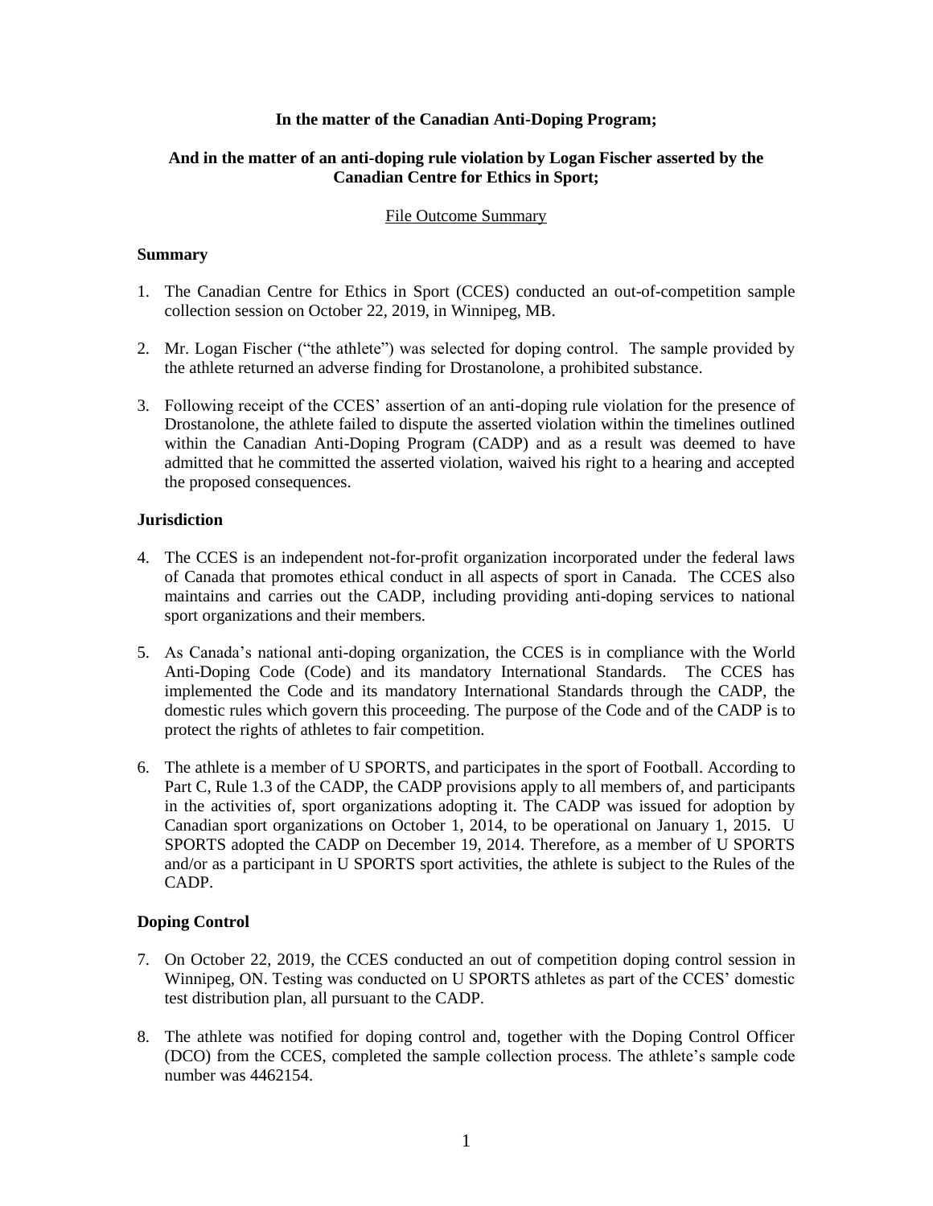**In the matter of the Canadian Anti-Doping Program;**

**And in the matter of an anti-doping rule violation by Logan Fischer asserted by the Canadian Centre for Ethics in Sport;**

File Outcome Summary

## Summary

1. The Canadian Centre for Ethics in Sport (CCES) conducted an out-of-competition sample collection session on October 22, 2019, in Winnipeg, MB.

2. Mr. Logan Fischer ("the athlete") was selected for doping control. The sample provided by the athlete returned an adverse finding for Drostanolone, a prohibited substance.

3. Following receipt of the CCES' assertion of an anti-doping rule violation for the presence of Drostanolone, the athlete failed to dispute the asserted violation within the timelines outlined within the Canadian Anti-Doping Program (CADP) and as a result was deemed to have admitted that he committed the asserted violation, waived his right to a hearing and accepted the proposed consequences.

## Jurisdiction

4. The CCES is an independent not-for-profit organization incorporated under the federal laws of Canada that promotes ethical conduct in all aspects of sport in Canada. The CCES also maintains and carries out the CADP, including providing anti-doping services to national sport organizations and their members.

5. As Canada's national anti-doping organization, the CCES is in compliance with the World Anti-Doping Code (Code) and its mandatory International Standards. The CCES has implemented the Code and its mandatory International Standards through the CADP, the domestic rules which govern this proceeding. The purpose of the Code and of the CADP is to protect the rights of athletes to fair competition.

6. The athlete is a member of U SPORTS, and participates in the sport of Football. According to Part C, Rule 1.3 of the CADP, the CADP provisions apply to all members of, and participants in the activities of, sport organizations adopting it. The CADP was issued for adoption by Canadian sport organizations on October 1, 2014, to be operational on January 1, 2015. U SPORTS adopted the CADP on December 19, 2014. Therefore, as a member of U SPORTS and/or as a participant in U SPORTS sport activities, the athlete is subject to the Rules of the CADP.

## Doping Control

7. On October 22, 2019, the CCES conducted an out of competition doping control session in Winnipeg, ON. Testing was conducted on U SPORTS athletes as part of the CCES' domestic test distribution plan, all pursuant to the CADP.

8. The athlete was notified for doping control and, together with the Doping Control Officer (DCO) from the CCES, completed the sample collection process. The athlete's sample code number was 4462154.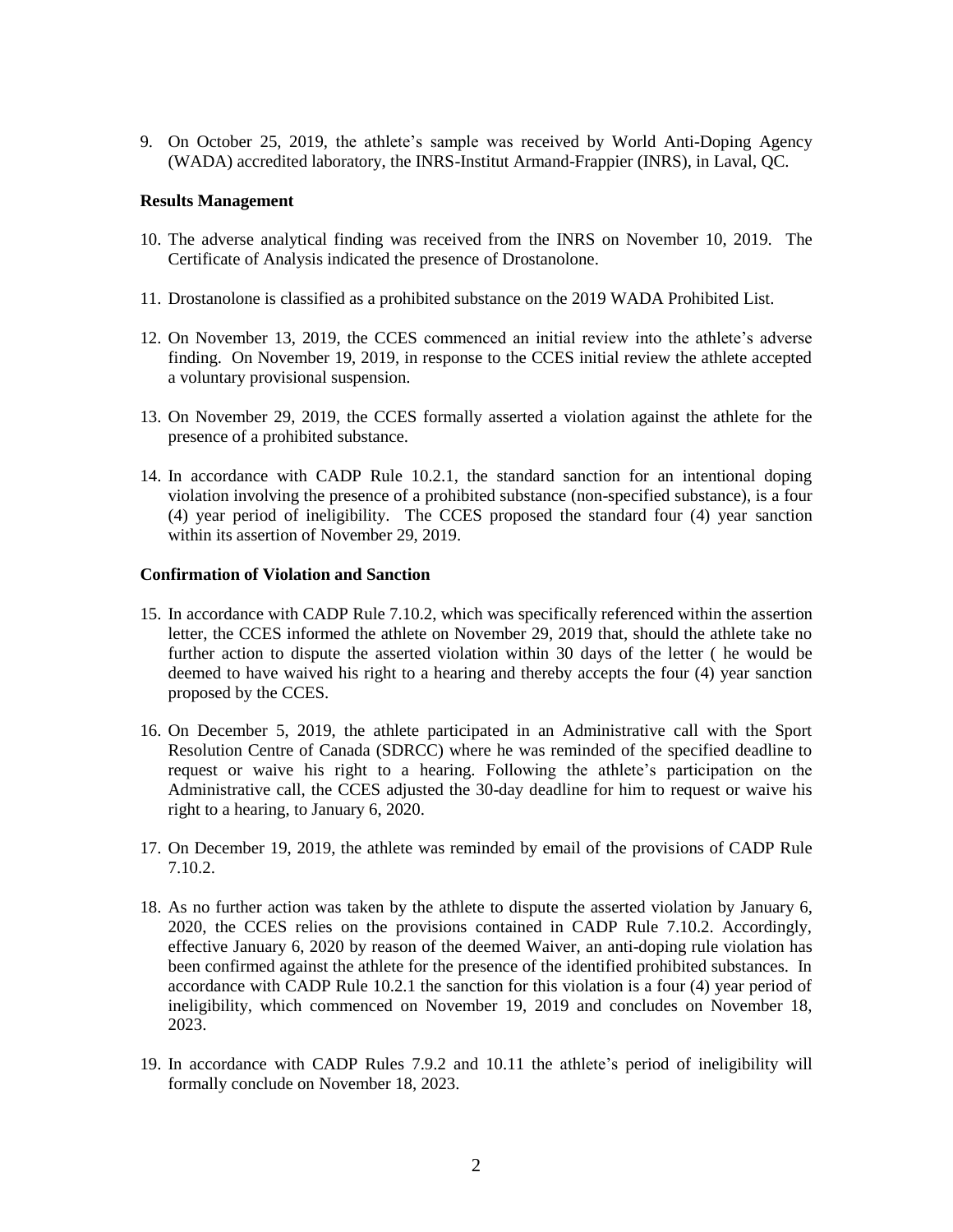9. On October 25, 2019, the athlete's sample was received by World Anti-Doping Agency (WADA) accredited laboratory, the INRS-Institut Armand-Frappier (INRS), in Laval, QC.

**Results Management**

10. The adverse analytical finding was received from the INRS on November 10, 2019. The Certificate of Analysis indicated the presence of Drostanolone.

11. Drostanolone is classified as a prohibited substance on the 2019 WADA Prohibited List.

12. On November 13, 2019, the CCES commenced an initial review into the athlete's adverse finding. On November 19, 2019, in response to the CCES initial review the athlete accepted a voluntary provisional suspension.

13. On November 29, 2019, the CCES formally asserted a violation against the athlete for the presence of a prohibited substance.

14. In accordance with CADP Rule 10.2.1, the standard sanction for an intentional doping violation involving the presence of a prohibited substance (non-specified substance), is a four (4) year period of ineligibility. The CCES proposed the standard four (4) year sanction within its assertion of November 29, 2019.

**Confirmation of Violation and Sanction**

15. In accordance with CADP Rule 7.10.2, which was specifically referenced within the assertion letter, the CCES informed the athlete on November 29, 2019 that, should the athlete take no further action to dispute the asserted violation within 30 days of the letter ( he would be deemed to have waived his right to a hearing and thereby accepts the four (4) year sanction proposed by the CCES.

16. On December 5, 2019, the athlete participated in an Administrative call with the Sport Resolution Centre of Canada (SDRCC) where he was reminded of the specified deadline to request or waive his right to a hearing. Following the athlete's participation on the Administrative call, the CCES adjusted the 30-day deadline for him to request or waive his right to a hearing, to January 6, 2020.

17. On December 19, 2019, the athlete was reminded by email of the provisions of CADP Rule 7.10.2.

18. As no further action was taken by the athlete to dispute the asserted violation by January 6, 2020, the CCES relies on the provisions contained in CADP Rule 7.10.2. Accordingly, effective January 6, 2020 by reason of the deemed Waiver, an anti-doping rule violation has been confirmed against the athlete for the presence of the identified prohibited substances. In accordance with CADP Rule 10.2.1 the sanction for this violation is a four (4) year period of ineligibility, which commenced on November 19, 2019 and concludes on November 18, 2023.

19. In accordance with CADP Rules 7.9.2 and 10.11 the athlete's period of ineligibility will formally conclude on November 18, 2023.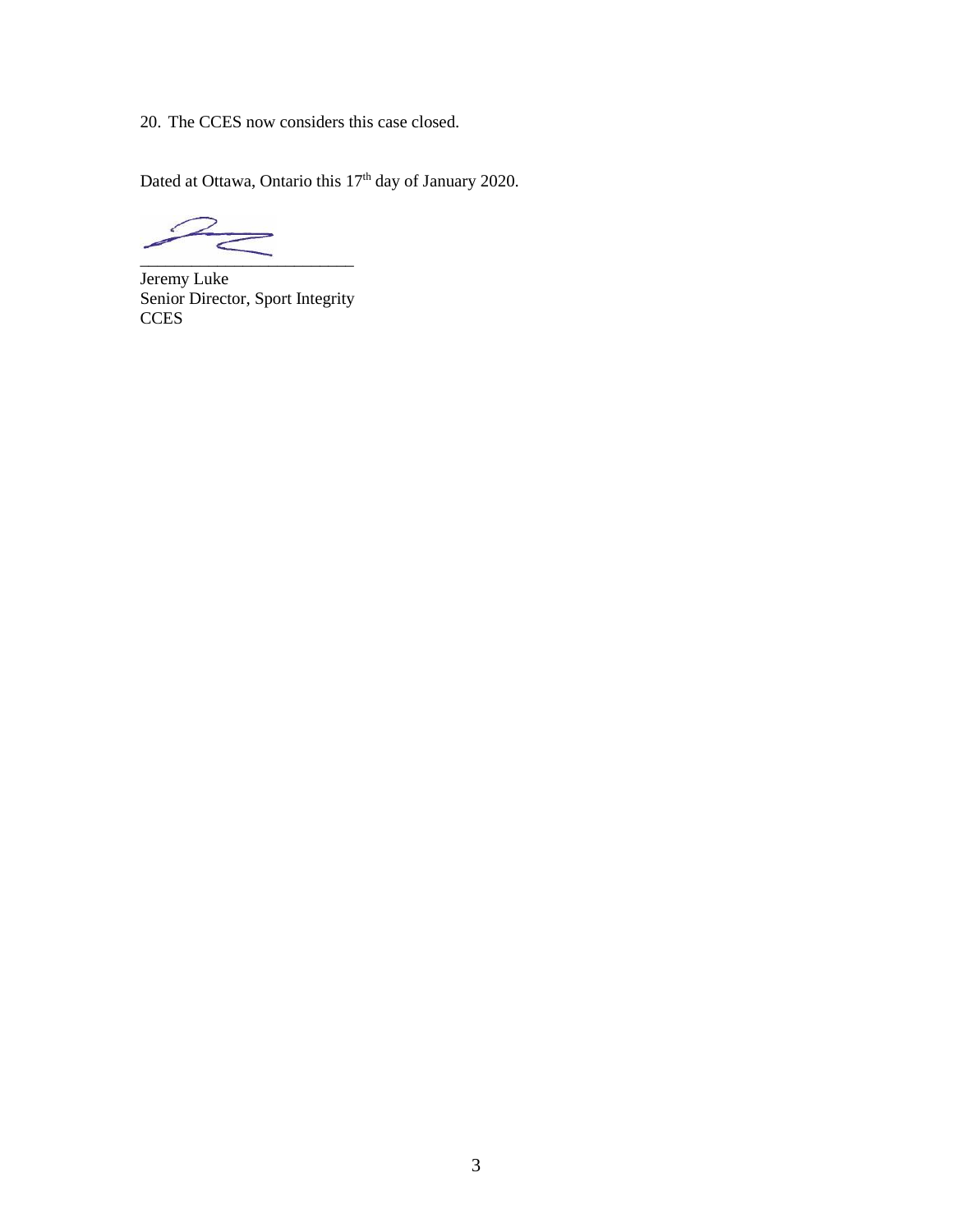20. The CCES now considers this case closed.

Dated at Ottawa, Ontario this 17th day of January 2020.

\_\_\_\_\_\_\_\_\_\_\_\_\_\_\_\_\_\_\_\_\_\_\_\_\_\_

Jeremy Luke
Senior Director, Sport Integrity
CCES